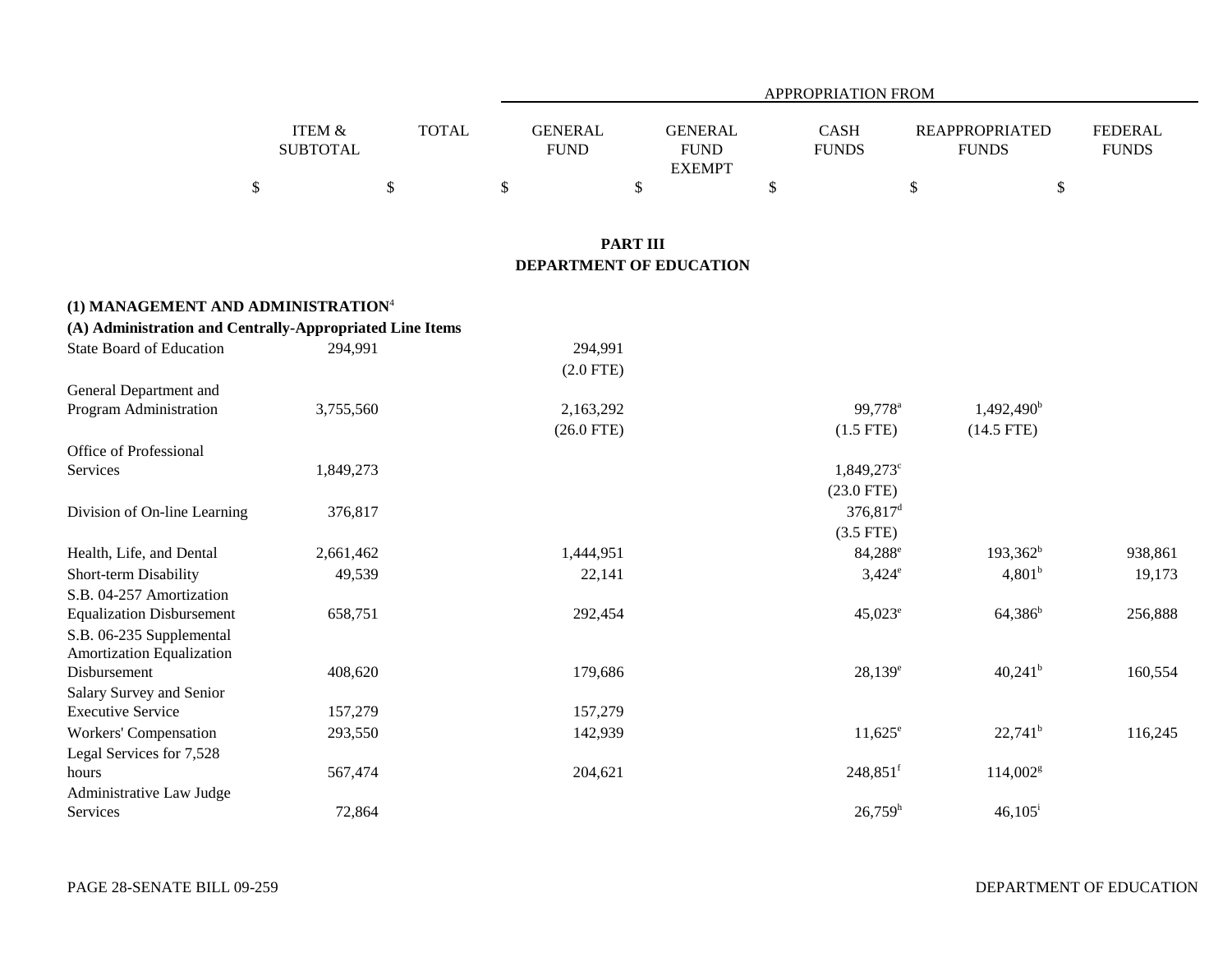| | ITEM & SUBTOTAL | TOTAL | APPROPRIATION FROM GENERAL FUND | GENERAL FUND EXEMPT | CASH FUNDS | REAPPROPRIATED FUNDS | FEDERAL FUNDS |
|---|---|---|---|---|---|---|---|
| | $ | $ | $ | $ | $ | $ | $ |

## PART III
## DEPARTMENT OF EDUCATION

**(1) MANAGEMENT AND ADMINISTRATION**[4]

**(A) Administration and Centrally-Appropriated Line Items**

| | ITEM & SUBTOTAL | TOTAL | GENERAL FUND | GENERAL FUND EXEMPT | CASH FUNDS | REAPPROPRIATED FUNDS | FEDERAL FUNDS |
|---|---|---|---|---|---|---|---|
| State Board of Education | 294,991 | | 294,991 (2.0 FTE) | | | | |
| General Department and Program Administration | 3,755,560 | | 2,163,292 (26.0 FTE) | | 99,778[a] (1.5 FTE) | 1,492,490[b] (14.5 FTE) | |
| Office of Professional Services | 1,849,273 | | | | 1,849,273[c] (23.0 FTE) | | |
| Division of On-line Learning | 376,817 | | | | 376,817[d] (3.5 FTE) | | |
| Health, Life, and Dental | 2,661,462 | | 1,444,951 | | 84,288[e] | 193,362[b] | 938,861 |
| Short-term Disability | 49,539 | | 22,141 | | 3,424[e] | 4,801[b] | 19,173 |
| S.B. 04-257 Amortization Equalization Disbursement | 658,751 | | 292,454 | | 45,023[e] | 64,386[b] | 256,888 |
| S.B. 06-235 Supplemental Amortization Equalization Disbursement | 408,620 | | 179,686 | | 28,139[e] | 40,241[b] | 160,554 |
| Salary Survey and Senior Executive Service | 157,279 | | 157,279 | | | | |
| Workers' Compensation | 293,550 | | 142,939 | | 11,625[e] | 22,741[b] | 116,245 |
| Legal Services for 7,528 hours | 567,474 | | 204,621 | | 248,851[f] | 114,002[g] | |
| Administrative Law Judge Services | 72,864 | | | | 26,759[h] | 46,105[i] | |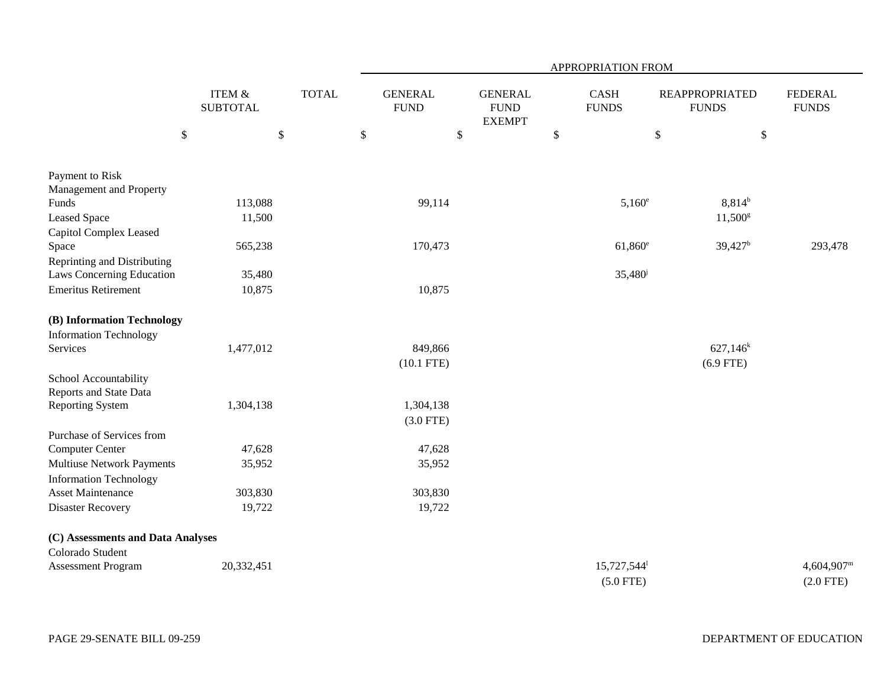| | ITEM & SUBTOTAL | TOTAL | APPROPRIATION FROM | | | | |
|---|---|---|---|---|---|---|---|
| | | | GENERAL FUND | GENERAL FUND EXEMPT | CASH FUNDS | REAPPROPRIATED FUNDS | FEDERAL FUNDS |
| | $ | $ | $ | $ | $ | $ | $ |
| Payment to Risk Management and Property Funds | 113,088 | | 99,114 | | 5,160[e] | 8,814[b] | |
| Leased Space | 11,500 | | | | | 11,500[g] | |
| Capitol Complex Leased Space | 565,238 | | 170,473 | | 61,860[e] | 39,427[b] | 293,478 |
| Reprinting and Distributing Laws Concerning Education | 35,480 | | | | 35,480[j] | | |
| Emeritus Retirement | 10,875 | | 10,875 | | | | |
| **(B) Information Technology** | | | | | | | |
| Information Technology Services | 1,477,012 | | 849,866 (10.1 FTE) | | | 627,146[k] (6.9 FTE) | |
| School Accountability Reports and State Data Reporting System | 1,304,138 | | 1,304,138 (3.0 FTE) | | | | |
| Purchase of Services from Computer Center | 47,628 | | 47,628 | | | | |
| Multiuse Network Payments | 35,952 | | 35,952 | | | | |
| Information Technology Asset Maintenance | 303,830 | | 303,830 | | | | |
| Disaster Recovery | 19,722 | | 19,722 | | | | |
| **(C) Assessments and Data Analyses** | | | | | | | |
| Colorado Student Assessment Program | 20,332,451 | | | | 15,727,544[l] (5.0 FTE) | | 4,604,907[m] (2.0 FTE) |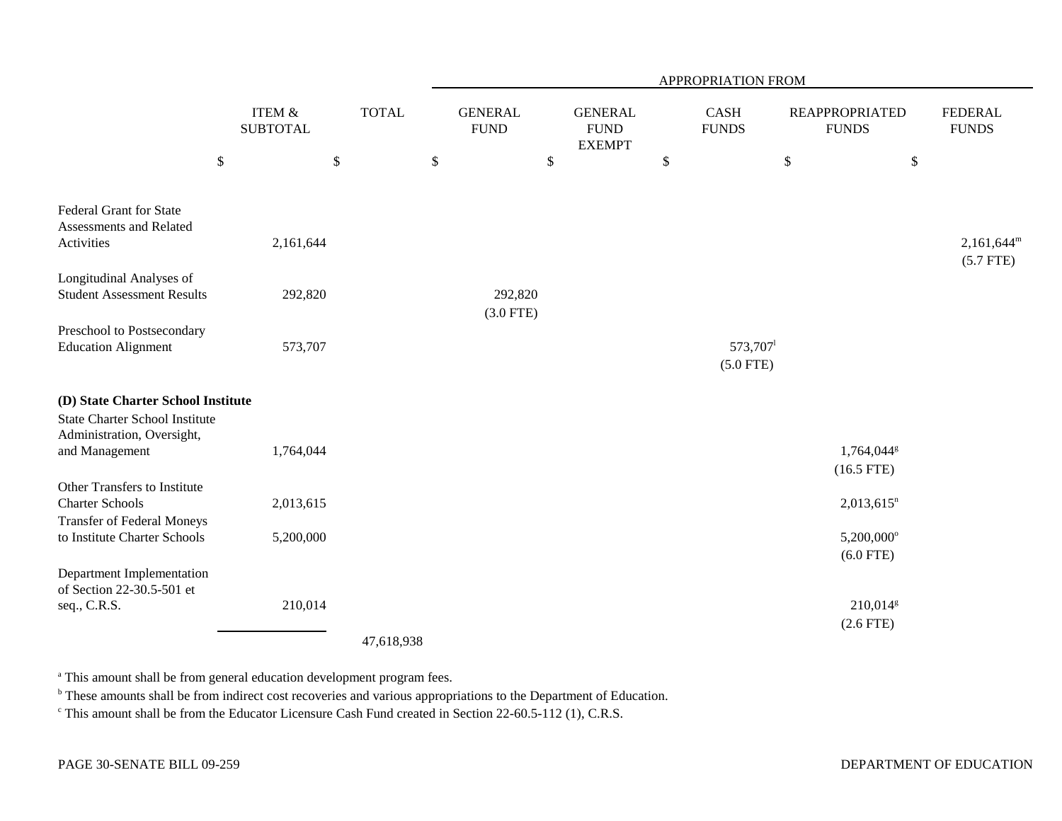| | ITEM & SUBTOTAL | TOTAL | APPROPRIATION FROM GENERAL FUND | GENERAL FUND EXEMPT | CASH FUNDS | REAPPROPRIATED FUNDS | FEDERAL FUNDS |
|---|---|---|---|---|---|---|---|
| | $ | $ | $ | $ | $ | $ | $ |
| Federal Grant for State Assessments and Related Activities | 2,161,644 | | | | | | 2,161,644[m] (5.7 FTE) |
| Longitudinal Analyses of Student Assessment Results | 292,820 | | 292,820 (3.0 FTE) | | | | |
| Preschool to Postsecondary Education Alignment | 573,707 | | | | 573,707[l] (5.0 FTE) | | |
| **(D) State Charter School Institute** | | | | | | | |
| State Charter School Institute Administration, Oversight, and Management | 1,764,044 | | | | | 1,764,044[g] (16.5 FTE) | |
| Other Transfers to Institute Charter Schools | 2,013,615 | | | | | 2,013,615[n] | |
| Transfer of Federal Moneys to Institute Charter Schools | 5,200,000 | | | | | 5,200,000[o] (6.0 FTE) | |
| Department Implementation of Section 22-30.5-501 et seq., C.R.S. | 210,014 | | | | | 210,014[g] (2.6 FTE) | |
| | | 47,618,938 | | | | | |

[a] This amount shall be from general education development program fees.

[b] These amounts shall be from indirect cost recoveries and various appropriations to the Department of Education.

[c] This amount shall be from the Educator Licensure Cash Fund created in Section 22-60.5-112 (1), C.R.S.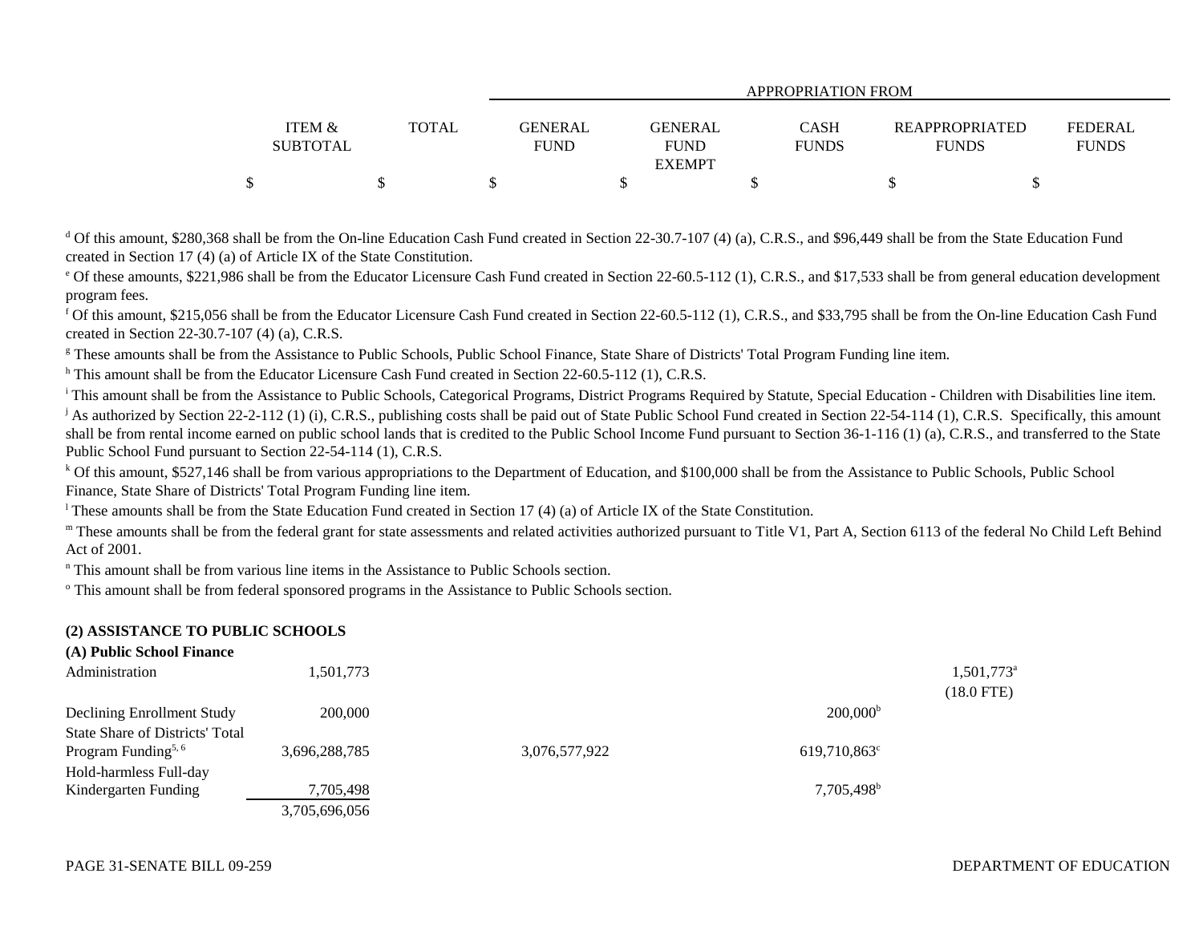| | ITEM & SUBTOTAL | TOTAL | GENERAL FUND | GENERAL FUND EXEMPT | CASH FUNDS | REAPPROPRIATED FUNDS | FEDERAL FUNDS |
|---|---|---|---|---|---|---|---|
| | | | APPROPRIATION FROM | | | | |
| | $ | $ | $ | $ | $ | $ | $ |

[d] Of this amount, $280,368 shall be from the On-line Education Cash Fund created in Section 22-30.7-107 (4) (a), C.R.S., and $96,449 shall be from the State Education Fund created in Section 17 (4) (a) of Article IX of the State Constitution.

[e] Of these amounts, $221,986 shall be from the Educator Licensure Cash Fund created in Section 22-60.5-112 (1), C.R.S., and $17,533 shall be from general education development program fees.

[f] Of this amount, $215,056 shall be from the Educator Licensure Cash Fund created in Section 22-60.5-112 (1), C.R.S., and $33,795 shall be from the On-line Education Cash Fund created in Section 22-30.7-107 (4) (a), C.R.S.

[g] These amounts shall be from the Assistance to Public Schools, Public School Finance, State Share of Districts' Total Program Funding line item.

[h] This amount shall be from the Educator Licensure Cash Fund created in Section 22-60.5-112 (1), C.R.S.

[i] This amount shall be from the Assistance to Public Schools, Categorical Programs, District Programs Required by Statute, Special Education - Children with Disabilities line item.

[j] As authorized by Section 22-2-112 (1) (i), C.R.S., publishing costs shall be paid out of State Public School Fund created in Section 22-54-114 (1), C.R.S. Specifically, this amount shall be from rental income earned on public school lands that is credited to the Public School Income Fund pursuant to Section 36-1-116 (1) (a), C.R.S., and transferred to the State Public School Fund pursuant to Section 22-54-114 (1), C.R.S.

[k] Of this amount, $527,146 shall be from various appropriations to the Department of Education, and $100,000 shall be from the Assistance to Public Schools, Public School Finance, State Share of Districts' Total Program Funding line item.

[l] These amounts shall be from the State Education Fund created in Section 17 (4) (a) of Article IX of the State Constitution.

[m] These amounts shall be from the federal grant for state assessments and related activities authorized pursuant to Title V1, Part A, Section 6113 of the federal No Child Left Behind Act of 2001.

[n] This amount shall be from various line items in the Assistance to Public Schools section.

[o] This amount shall be from federal sponsored programs in the Assistance to Public Schools section.

**(2) ASSISTANCE TO PUBLIC SCHOOLS**

**(A) Public School Finance**

| | ITEM & SUBTOTAL | TOTAL | GENERAL FUND | GENERAL FUND EXEMPT | CASH FUNDS | REAPPROPRIATED FUNDS | FEDERAL FUNDS |
|---|---|---|---|---|---|---|---|
| Administration | 1,501,773 | | | | | 1,501,773[a] (18.0 FTE) | |
| Declining Enrollment Study | 200,000 | | | | 200,000[b] | | |
| State Share of Districts' Total Program Funding[5, 6] | 3,696,288,785 | | 3,076,577,922 | | 619,710,863[c] | | |
| Hold-harmless Full-day Kindergarten Funding | 7,705,498 | | | | 7,705,498[b] | | |
| | 3,705,696,056 | | | | | | |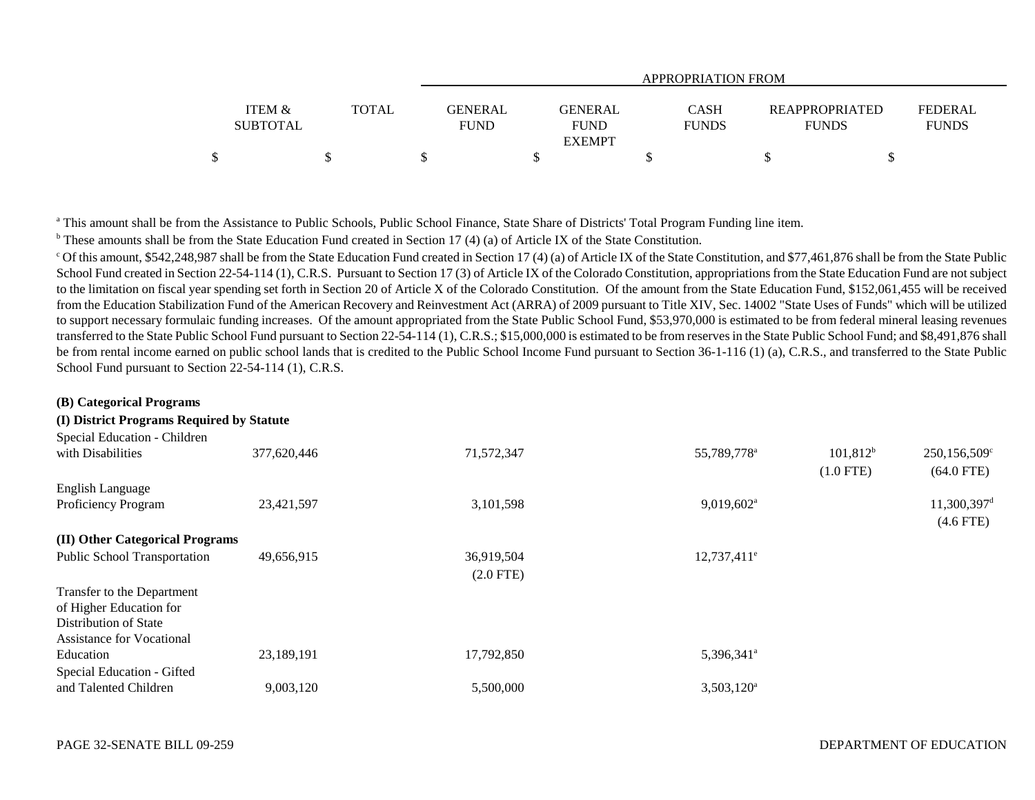| | ITEM & SUBTOTAL | TOTAL | APPROPRIATION FROM GENERAL FUND | GENERAL FUND EXEMPT | CASH FUNDS | REAPPROPRIATED FUNDS | FEDERAL FUNDS |
|---|---|---|---|---|---|---|---|
| | $ | $ | $ | $ | $ | $ | $ |

[a] This amount shall be from the Assistance to Public Schools, Public School Finance, State Share of Districts' Total Program Funding line item.

[b] These amounts shall be from the State Education Fund created in Section 17 (4) (a) of Article IX of the State Constitution.

[c] Of this amount, $542,248,987 shall be from the State Education Fund created in Section 17 (4) (a) of Article IX of the State Constitution, and $77,461,876 shall be from the State Public School Fund created in Section 22-54-114 (1), C.R.S. Pursuant to Section 17 (3) of Article IX of the Colorado Constitution, appropriations from the State Education Fund are not subject to the limitation on fiscal year spending set forth in Section 20 of Article X of the Colorado Constitution. Of the amount from the State Education Fund, $152,061,455 will be received from the Education Stabilization Fund of the American Recovery and Reinvestment Act (ARRA) of 2009 pursuant to Title XIV, Sec. 14002 "State Uses of Funds" which will be utilized to support necessary formulaic funding increases. Of the amount appropriated from the State Public School Fund, $53,970,000 is estimated to be from federal mineral leasing revenues transferred to the State Public School Fund pursuant to Section 22-54-114 (1), C.R.S.; $15,000,000 is estimated to be from reserves in the State Public School Fund; and $8,491,876 shall be from rental income earned on public school lands that is credited to the Public School Income Fund pursuant to Section 36-1-116 (1) (a), C.R.S., and transferred to the State Public School Fund pursuant to Section 22-54-114 (1), C.R.S.

**(B) Categorical Programs**

**(I) District Programs Required by Statute**

| | ITEM & SUBTOTAL | TOTAL | GENERAL FUND | GENERAL FUND EXEMPT | CASH FUNDS | REAPPROPRIATED FUNDS | FEDERAL FUNDS |
|---|---|---|---|---|---|---|---|
| Special Education - Children with Disabilities | 377,620,446 | | 71,572,347 | | 55,789,778[a] | 101,812[b] (1.0 FTE) | 250,156,509[c] (64.0 FTE) |
| English Language Proficiency Program | 23,421,597 | | 3,101,598 | | 9,019,602[a] | | 11,300,397[d] (4.6 FTE) |
| **(II) Other Categorical Programs** | | | | | | | |
| Public School Transportation | 49,656,915 | | 36,919,504 (2.0 FTE) | | 12,737,411[e] | | |
| Transfer to the Department of Higher Education for Distribution of State Assistance for Vocational Education | 23,189,191 | | 17,792,850 | | 5,396,341[a] | | |
| Special Education - Gifted and Talented Children | 9,003,120 | | 5,500,000 | | 3,503,120[a] | | |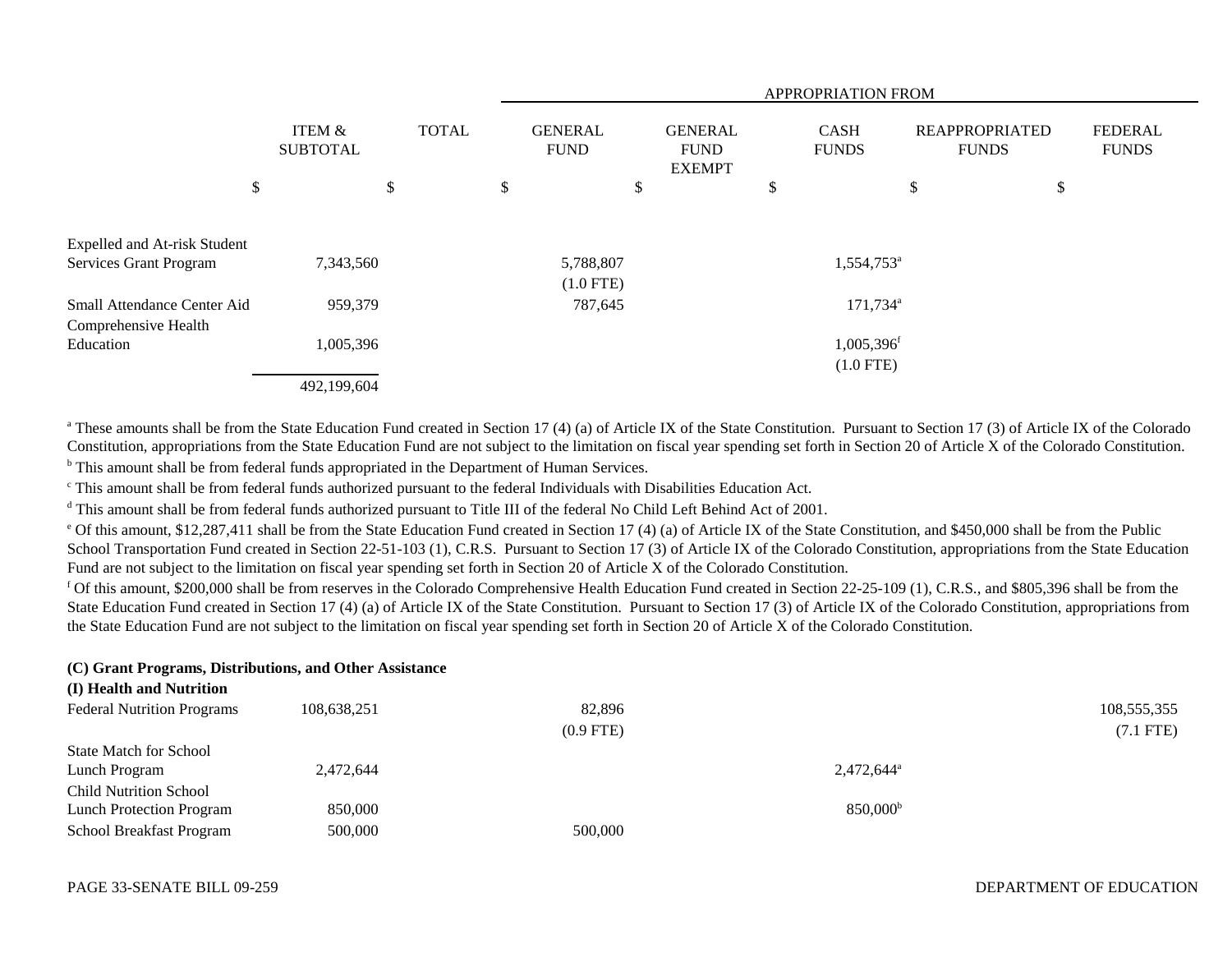| | ITEM & SUBTOTAL | TOTAL | APPROPRIATION FROM | | | | |
|---|---|---|---|---|---|---|---|
| | | | GENERAL FUND | GENERAL FUND EXEMPT | CASH FUNDS | REAPPROPRIATED FUNDS | FEDERAL FUNDS |
| | $ | $ | $ | $ | $ | $ | $ |
| Expelled and At-risk Student Services Grant Program | 7,343,560 | | 5,788,807 (1.0 FTE) | | 1,554,753[a] | | |
| Small Attendance Center Aid | 959,379 | | 787,645 | | 171,734[a] | | |
| Comprehensive Health Education | 1,005,396 | | | | 1,005,396[f] (1.0 FTE) | | |
| | 492,199,604 | | | | | | |

[a] These amounts shall be from the State Education Fund created in Section 17 (4) (a) of Article IX of the State Constitution. Pursuant to Section 17 (3) of Article IX of the Colorado Constitution, appropriations from the State Education Fund are not subject to the limitation on fiscal year spending set forth in Section 20 of Article X of the Colorado Constitution.

[b] This amount shall be from federal funds appropriated in the Department of Human Services.

[c] This amount shall be from federal funds authorized pursuant to the federal Individuals with Disabilities Education Act.

[d] This amount shall be from federal funds authorized pursuant to Title III of the federal No Child Left Behind Act of 2001.

[e] Of this amount, $12,287,411 shall be from the State Education Fund created in Section 17 (4) (a) of Article IX of the State Constitution, and $450,000 shall be from the Public School Transportation Fund created in Section 22-51-103 (1), C.R.S. Pursuant to Section 17 (3) of Article IX of the Colorado Constitution, appropriations from the State Education Fund are not subject to the limitation on fiscal year spending set forth in Section 20 of Article X of the Colorado Constitution.

[f] Of this amount, $200,000 shall be from reserves in the Colorado Comprehensive Health Education Fund created in Section 22-25-109 (1), C.R.S., and $805,396 shall be from the State Education Fund created in Section 17 (4) (a) of Article IX of the State Constitution. Pursuant to Section 17 (3) of Article IX of the Colorado Constitution, appropriations from the State Education Fund are not subject to the limitation on fiscal year spending set forth in Section 20 of Article X of the Colorado Constitution.

**(C) Grant Programs, Distributions, and Other Assistance**

**(I) Health and Nutrition**

| | ITEM & SUBTOTAL | TOTAL | GENERAL FUND | GENERAL FUND EXEMPT | CASH FUNDS | REAPPROPRIATED FUNDS | FEDERAL FUNDS |
|---|---|---|---|---|---|---|---|
| Federal Nutrition Programs | 108,638,251 | | 82,896 (0.9 FTE) | | | | 108,555,355 (7.1 FTE) |
| State Match for School Lunch Program | 2,472,644 | | | | 2,472,644[a] | | |
| Child Nutrition School Lunch Protection Program | 850,000 | | | | 850,000[b] | | |
| School Breakfast Program | 500,000 | | 500,000 | | | | |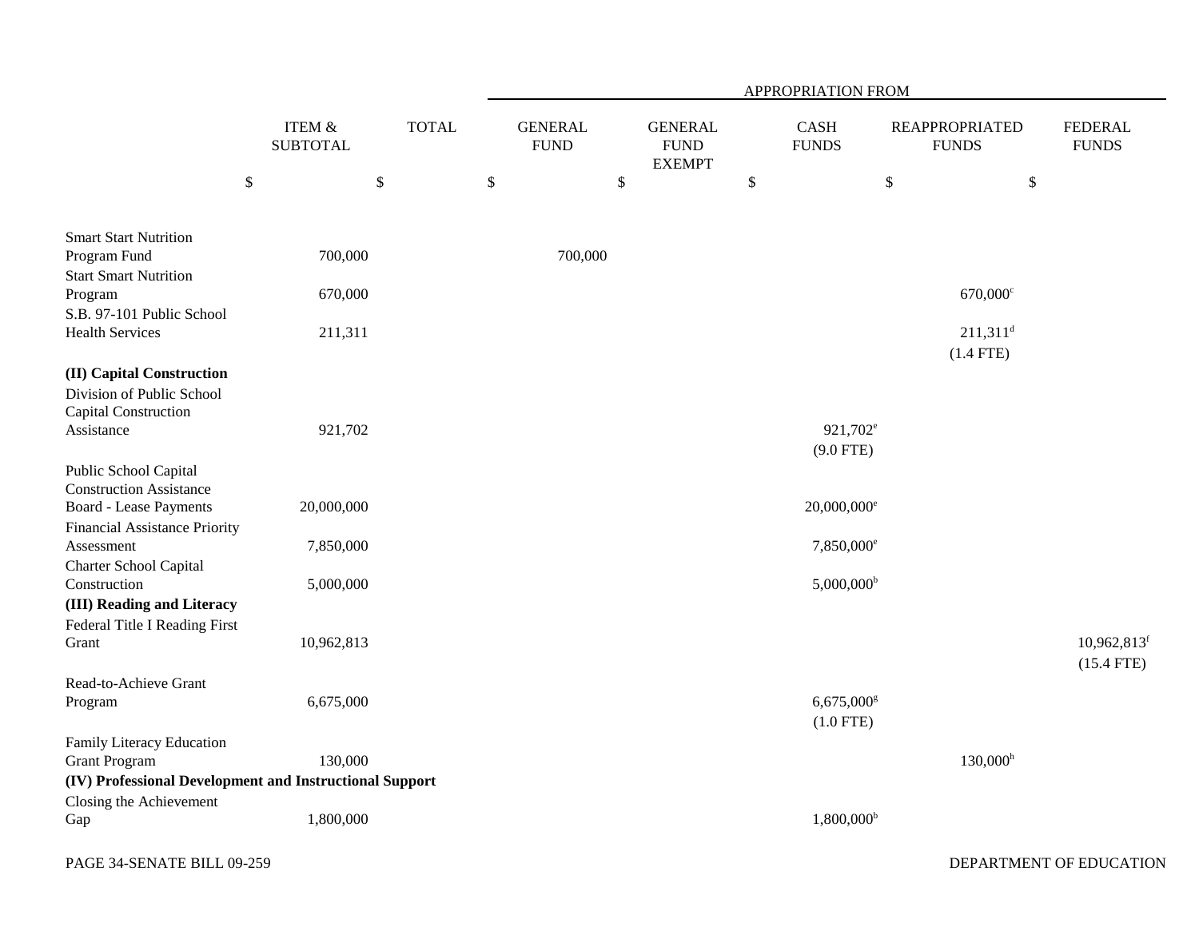| | ITEM & SUBTOTAL | TOTAL | APPROPRIATION FROM | | | | |
|---|---|---|---|---|---|---|---|
| | | | GENERAL FUND | GENERAL FUND EXEMPT | CASH FUNDS | REAPPROPRIATED FUNDS | FEDERAL FUNDS |
| | $ | $ | $ | $ | $ | $ | $ |
| Smart Start Nutrition Program Fund | 700,000 | | 700,000 | | | | |
| Start Smart Nutrition Program | 670,000 | | | | | 670,000[c] | |
| S.B. 97-101 Public School Health Services | 211,311 | | | | | 211,311[d] (1.4 FTE) | |
| **(II) Capital Construction** | | | | | | | |
| Division of Public School Capital Construction Assistance | 921,702 | | | | 921,702[e] (9.0 FTE) | | |
| Public School Capital Construction Assistance Board - Lease Payments | 20,000,000 | | | | 20,000,000[e] | | |
| Financial Assistance Priority Assessment | 7,850,000 | | | | 7,850,000[e] | | |
| Charter School Capital Construction | 5,000,000 | | | | 5,000,000[b] | | |
| **(III) Reading and Literacy** | | | | | | | |
| Federal Title I Reading First Grant | 10,962,813 | | | | | | 10,962,813[f] (15.4 FTE) |
| Read-to-Achieve Grant Program | 6,675,000 | | | | 6,675,000[g] (1.0 FTE) | | |
| Family Literacy Education Grant Program | 130,000 | | | | | 130,000[h] | |
| **(IV) Professional Development and Instructional Support** | | | | | | | |
| Closing the Achievement Gap | 1,800,000 | | | | 1,800,000[b] | | |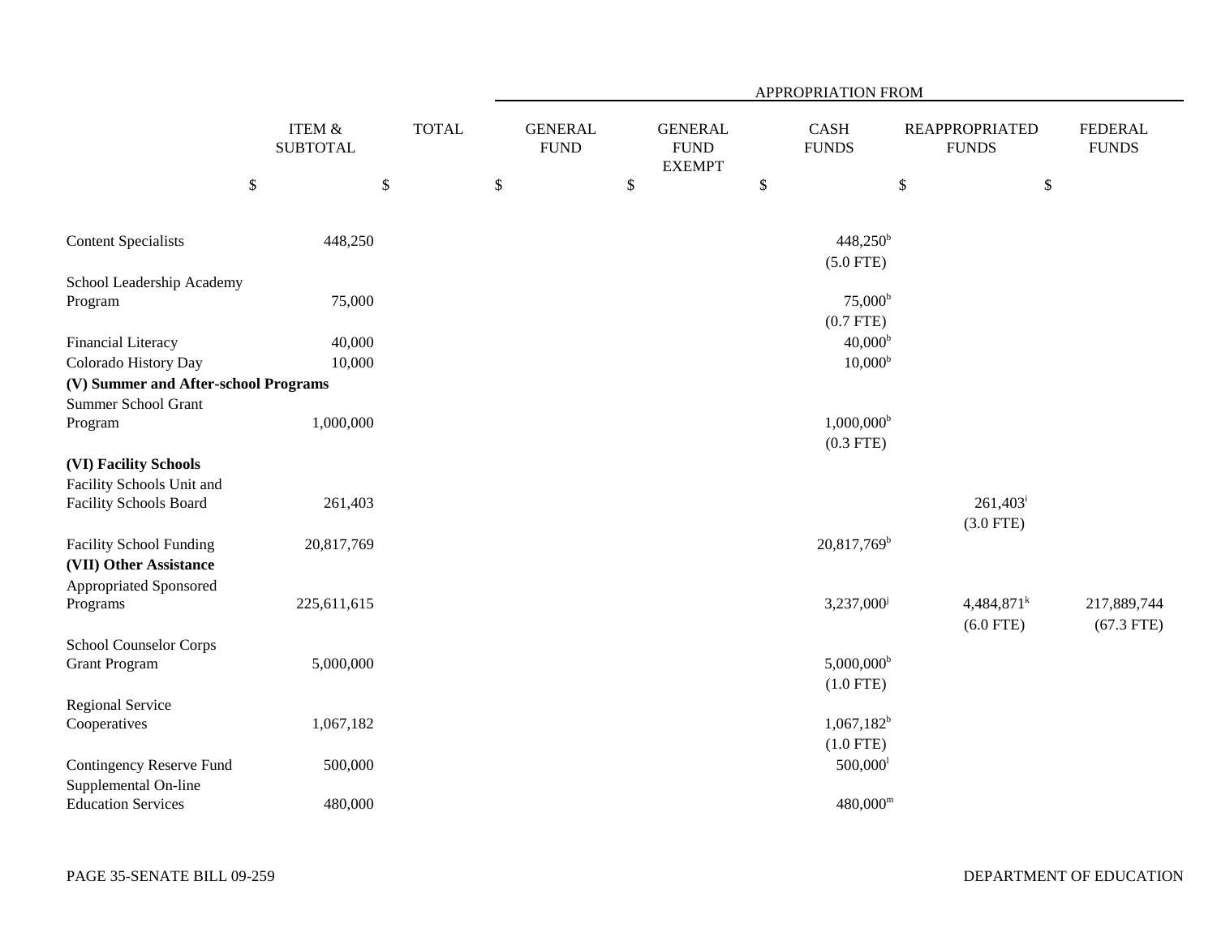| | ITEM & SUBTOTAL | TOTAL | APPROPRIATION FROM | | | | |
|---|---|---|---|---|---|---|---|
| | | | GENERAL FUND | GENERAL FUND EXEMPT | CASH FUNDS | REAPPROPRIATED FUNDS | FEDERAL FUNDS |
| | $ | $ | $ | $ | $ | $ | $ |
| Content Specialists | 448,250 | | | | 448,250[b] (5.0 FTE) | | |
| School Leadership Academy Program | 75,000 | | | | 75,000[b] (0.7 FTE) | | |
| Financial Literacy | 40,000 | | | | 40,000[b] | | |
| Colorado History Day | 10,000 | | | | 10,000[b] | | |
| **(V) Summer and After-school Programs** | | | | | | | |
| Summer School Grant Program | 1,000,000 | | | | 1,000,000[b] (0.3 FTE) | | |
| **(VI) Facility Schools** | | | | | | | |
| Facility Schools Unit and Facility Schools Board | 261,403 | | | | | 261,403[i] (3.0 FTE) | |
| Facility School Funding | 20,817,769 | | | | 20,817,769[b] | | |
| **(VII) Other Assistance** | | | | | | | |
| Appropriated Sponsored Programs | 225,611,615 | | | | 3,237,000[j] | 4,484,871[k] (6.0 FTE) | 217,889,744 (67.3 FTE) |
| School Counselor Corps Grant Program | 5,000,000 | | | | 5,000,000[b] (1.0 FTE) | | |
| Regional Service Cooperatives | 1,067,182 | | | | 1,067,182[b] (1.0 FTE) | | |
| Contingency Reserve Fund | 500,000 | | | | 500,000[l] | | |
| Supplemental On-line Education Services | 480,000 | | | | 480,000[m] | | |

PAGE 35-SENATE BILL 09-259 DEPARTMENT OF EDUCATION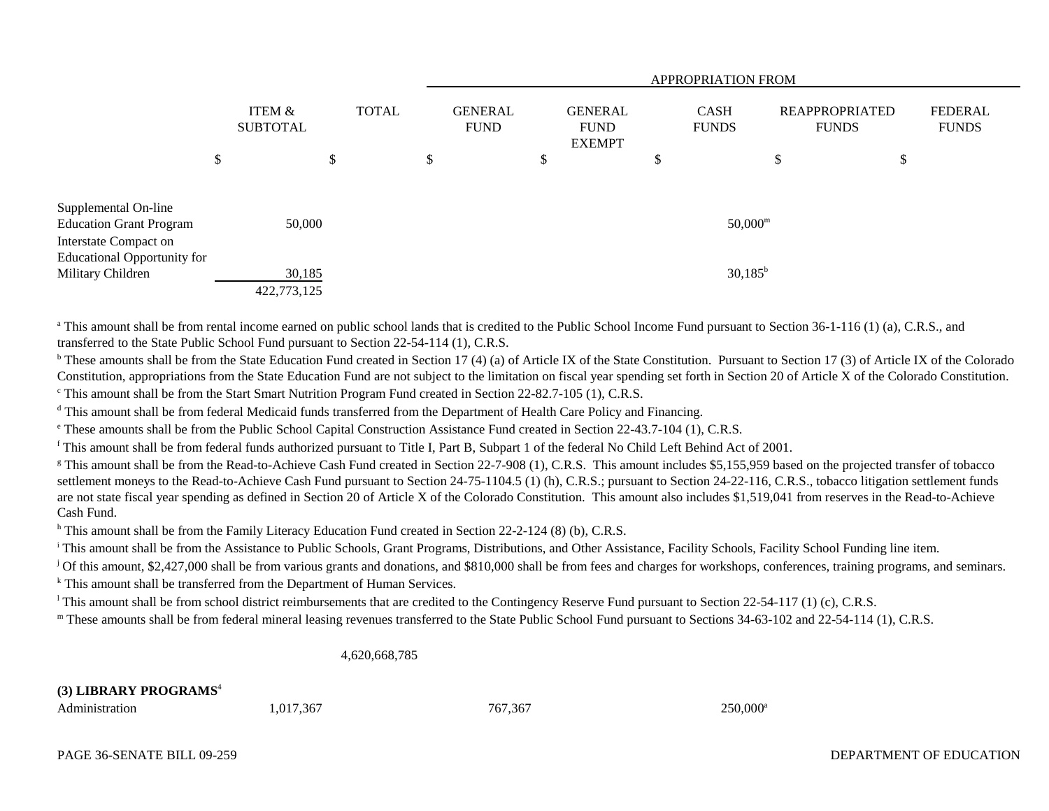| | | | APPROPRIATION FROM | | | | |
|---|---|---|---|---|---|---|---|
| | ITEM & SUBTOTAL | TOTAL | GENERAL FUND | GENERAL FUND EXEMPT | CASH FUNDS | REAPPROPRIATED FUNDS | FEDERAL FUNDS |
| | $ | $ | $ | $ | $ | $ | $ |
| Supplemental On-line Education Grant Program | 50,000 | | | | 50,000[m] | | |
| Interstate Compact on Educational Opportunity for Military Children | 30,185 | | | | 30,185[b] | | |
| | 422,773,125 | | | | | | |

[a] This amount shall be from rental income earned on public school lands that is credited to the Public School Income Fund pursuant to Section 36-1-116 (1) (a), C.R.S., and transferred to the State Public School Fund pursuant to Section 22-54-114 (1), C.R.S.

[b] These amounts shall be from the State Education Fund created in Section 17 (4) (a) of Article IX of the State Constitution. Pursuant to Section 17 (3) of Article IX of the Colorado Constitution, appropriations from the State Education Fund are not subject to the limitation on fiscal year spending set forth in Section 20 of Article X of the Colorado Constitution.

[c] This amount shall be from the Start Smart Nutrition Program Fund created in Section 22-82.7-105 (1), C.R.S.

[d] This amount shall be from federal Medicaid funds transferred from the Department of Health Care Policy and Financing.

[e] These amounts shall be from the Public School Capital Construction Assistance Fund created in Section 22-43.7-104 (1), C.R.S.

[f] This amount shall be from federal funds authorized pursuant to Title I, Part B, Subpart 1 of the federal No Child Left Behind Act of 2001.

[g] This amount shall be from the Read-to-Achieve Cash Fund created in Section 22-7-908 (1), C.R.S. This amount includes $5,155,959 based on the projected transfer of tobacco settlement moneys to the Read-to-Achieve Cash Fund pursuant to Section 24-75-1104.5 (1) (h), C.R.S.; pursuant to Section 24-22-116, C.R.S., tobacco litigation settlement funds are not state fiscal year spending as defined in Section 20 of Article X of the Colorado Constitution. This amount also includes $1,519,041 from reserves in the Read-to-Achieve Cash Fund.

[h] This amount shall be from the Family Literacy Education Fund created in Section 22-2-124 (8) (b), C.R.S.

[i] This amount shall be from the Assistance to Public Schools, Grant Programs, Distributions, and Other Assistance, Facility Schools, Facility School Funding line item.

[j] Of this amount, $2,427,000 shall be from various grants and donations, and $810,000 shall be from fees and charges for workshops, conferences, training programs, and seminars.

[k] This amount shall be transferred from the Department of Human Services.

[l] This amount shall be from school district reimbursements that are credited to the Contingency Reserve Fund pursuant to Section 22-54-117 (1) (c), C.R.S.

[m] These amounts shall be from federal mineral leasing revenues transferred to the State Public School Fund pursuant to Sections 34-63-102 and 22-54-114 (1), C.R.S.

| | ITEM & SUBTOTAL | TOTAL | GENERAL FUND | GENERAL FUND EXEMPT | CASH FUNDS | REAPPROPRIATED FUNDS | FEDERAL FUNDS |
|---|---|---|---|---|---|---|---|
| | | 4,620,668,785 | | | | | |
| **(3) LIBRARY PROGRAMS**[4] | | | | | | | |
| Administration | 1,017,367 | | 767,367 | | 250,000[a] | | |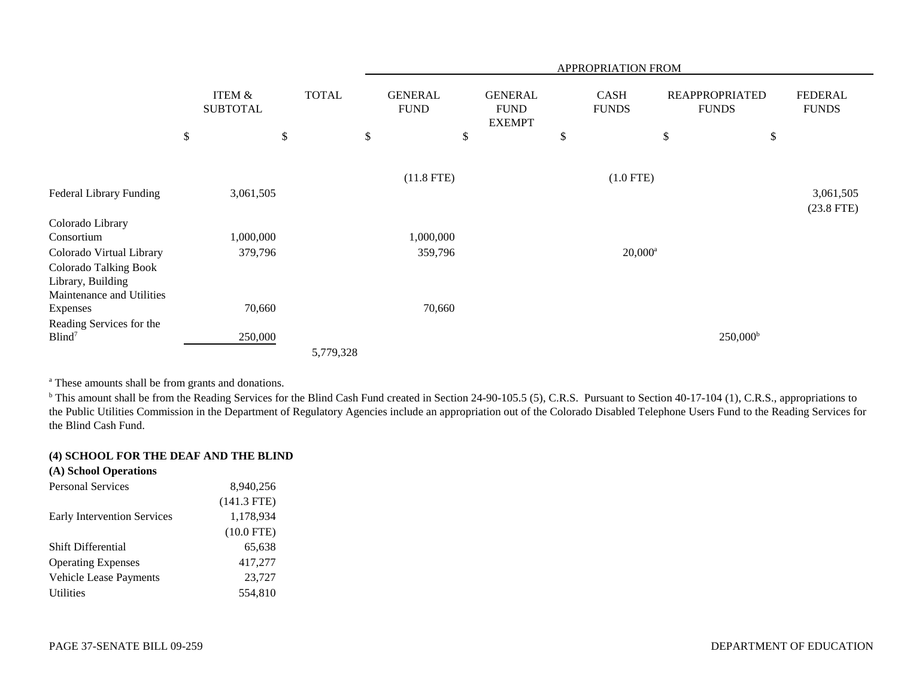| | ITEM & SUBTOTAL | TOTAL | APPROPRIATION FROM GENERAL FUND | GENERAL FUND EXEMPT | CASH FUNDS | REAPPROPRIATED FUNDS | FEDERAL FUNDS |
|---|---|---|---|---|---|---|---|
| | $ | $ | $ | $ | $ | $ | $ |
| | | | (11.8 FTE) | | (1.0 FTE) | | |
| Federal Library Funding | 3,061,505 | | | | | | 3,061,505 (23.8 FTE) |
| Colorado Library Consortium | 1,000,000 | | 1,000,000 | | | | |
| Colorado Virtual Library | 379,796 | | 359,796 | | 20,000[a] | | |
| Colorado Talking Book Library, Building Maintenance and Utilities Expenses | 70,660 | | 70,660 | | | | |
| Reading Services for the Blind[7] | 250,000 | | | | | 250,000[b] | |
| | | 5,779,328 | | | | | |

[a] These amounts shall be from grants and donations.

[b] This amount shall be from the Reading Services for the Blind Cash Fund created in Section 24-90-105.5 (5), C.R.S. Pursuant to Section 40-17-104 (1), C.R.S., appropriations to the Public Utilities Commission in the Department of Regulatory Agencies include an appropriation out of the Colorado Disabled Telephone Users Fund to the Reading Services for the Blind Cash Fund.

**(4) SCHOOL FOR THE DEAF AND THE BLIND**

**(A) School Operations**

| | ITEM & SUBTOTAL |
|---|---|
| Personal Services | 8,940,256 (141.3 FTE) |
| Early Intervention Services | 1,178,934 (10.0 FTE) |
| Shift Differential | 65,638 |
| Operating Expenses | 417,277 |
| Vehicle Lease Payments | 23,727 |
| Utilities | 554,810 |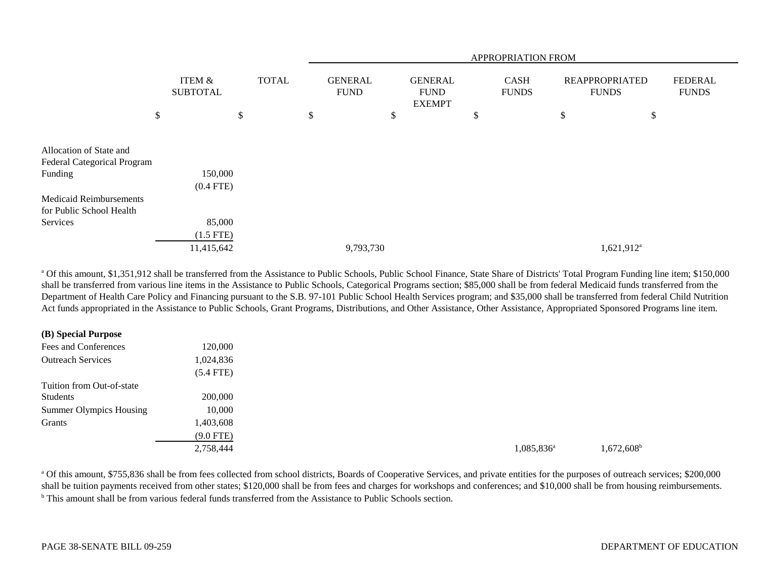| | ITEM & SUBTOTAL | TOTAL | APPROPRIATION FROM GENERAL FUND | GENERAL FUND EXEMPT | CASH FUNDS | REAPPROPRIATED FUNDS | FEDERAL FUNDS |
|---|---|---|---|---|---|---|---|
| | $ | $ | $ | $ | $ | $ | $ |
| Allocation of State and Federal Categorical Program Funding | 150,000 (0.4 FTE) | | | | | | |
| Medicaid Reimbursements for Public School Health Services | 85,000 (1.5 FTE) | | | | | | |
| | 11,415,642 | | 9,793,730 | | | 1,621,912[a] | |

[a] Of this amount, $1,351,912 shall be transferred from the Assistance to Public Schools, Public School Finance, State Share of Districts' Total Program Funding line item; $150,000 shall be transferred from various line items in the Assistance to Public Schools, Categorical Programs section; $85,000 shall be from federal Medicaid funds transferred from the Department of Health Care Policy and Financing pursuant to the S.B. 97-101 Public School Health Services program; and $35,000 shall be transferred from federal Child Nutrition Act funds appropriated in the Assistance to Public Schools, Grant Programs, Distributions, and Other Assistance, Other Assistance, Appropriated Sponsored Programs line item.

| | ITEM & SUBTOTAL | TOTAL | GENERAL FUND | GENERAL FUND EXEMPT | CASH FUNDS | REAPPROPRIATED FUNDS | FEDERAL FUNDS |
|---|---|---|---|---|---|---|---|
| **(B) Special Purpose** | | | | | | | |
| Fees and Conferences | 120,000 | | | | | | |
| Outreach Services | 1,024,836 (5.4 FTE) | | | | | | |
| Tuition from Out-of-state Students | 200,000 | | | | | | |
| Summer Olympics Housing | 10,000 | | | | | | |
| Grants | 1,403,608 (9.0 FTE) | | | | | | |
| | 2,758,444 | | | | 1,085,836[a] | 1,672,608[b] | |

[a] Of this amount, $755,836 shall be from fees collected from school districts, Boards of Cooperative Services, and private entities for the purposes of outreach services; $200,000 shall be tuition payments received from other states; $120,000 shall be from fees and charges for workshops and conferences; and $10,000 shall be from housing reimbursements.
[b] This amount shall be from various federal funds transferred from the Assistance to Public Schools section.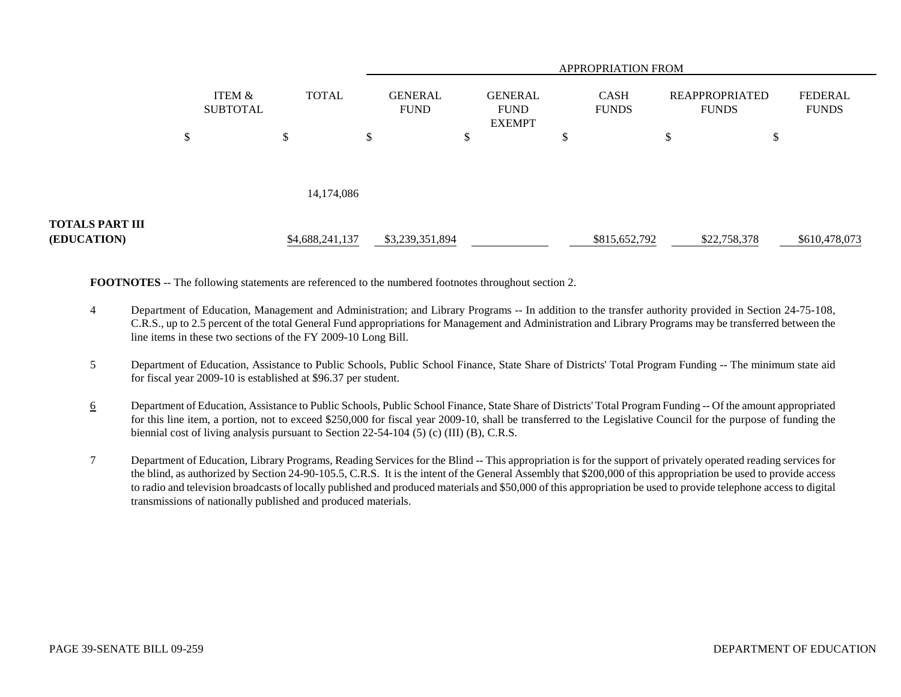| | ITEM & SUBTOTAL | TOTAL | APPROPRIATION FROM GENERAL FUND | GENERAL FUND EXEMPT | CASH FUNDS | REAPPROPRIATED FUNDS | FEDERAL FUNDS |
|---|---|---|---|---|---|---|---|
| | $ | $ | $ | $ | $ | $ | $ |
| | | 14,174,086 | | | | | |
| **TOTALS PART III (EDUCATION)** | | $4,688,241,137 | $3,239,351,894 | | $815,652,792 | $22,758,378 | $610,478,073 |

**FOOTNOTES** -- The following statements are referenced to the numbered footnotes throughout section 2.

4 Department of Education, Management and Administration; and Library Programs -- In addition to the transfer authority provided in Section 24-75-108, C.R.S., up to 2.5 percent of the total General Fund appropriations for Management and Administration and Library Programs may be transferred between the line items in these two sections of the FY 2009-10 Long Bill.

5 Department of Education, Assistance to Public Schools, Public School Finance, State Share of Districts' Total Program Funding -- The minimum state aid for fiscal year 2009-10 is established at $96.37 per student.

6 Department of Education, Assistance to Public Schools, Public School Finance, State Share of Districts' Total Program Funding -- Of the amount appropriated for this line item, a portion, not to exceed $250,000 for fiscal year 2009-10, shall be transferred to the Legislative Council for the purpose of funding the biennial cost of living analysis pursuant to Section 22-54-104 (5) (c) (III) (B), C.R.S.

7 Department of Education, Library Programs, Reading Services for the Blind -- This appropriation is for the support of privately operated reading services for the blind, as authorized by Section 24-90-105.5, C.R.S. It is the intent of the General Assembly that $200,000 of this appropriation be used to provide access to radio and television broadcasts of locally published and produced materials and $50,000 of this appropriation be used to provide telephone access to digital transmissions of nationally published and produced materials.